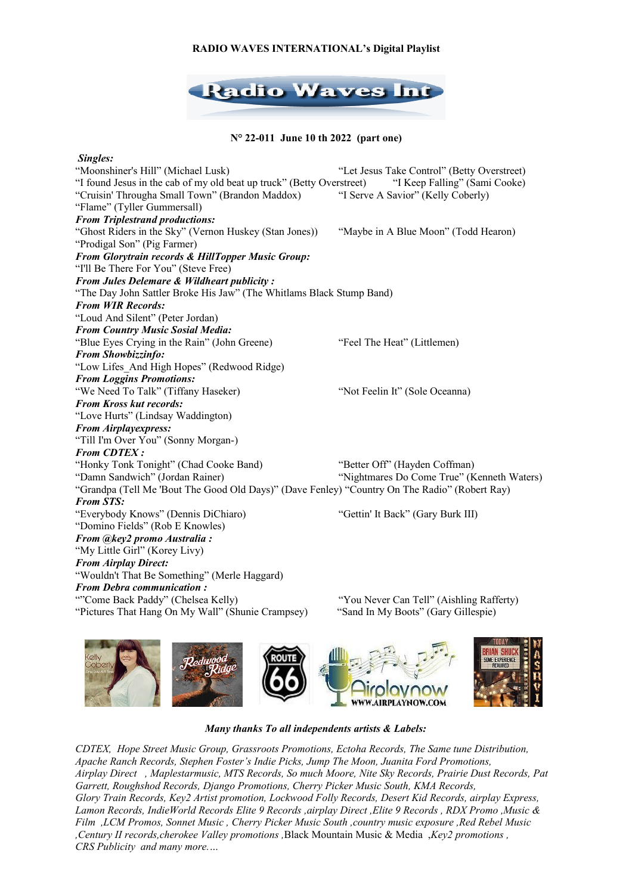**RADIO WAVES INTERNATIONAL's Digital Playlist**

Radio Waves Int

**N° 22-011 June 10 th 2022 (part one)**

***Singles:***

"Moonshiner's Hill" (Michael Lusk)
"Let Jesus Take Control" (Betty Overstreet)
"I found Jesus in the cab of my old beat up truck" (Betty Overstreet)
"I Keep Falling" (Sami Cooke)
"Cruisin' Througha Small Town" (Brandon Maddox)
"I Serve A Savior" (Kelly Coberly)
"Flame" (Tyller Gummersall)

***From Triplestrand productions:***

"Ghost Riders in the Sky" (Vernon Huskey (Stan Jones))
"Maybe in A Blue Moon" (Todd Hearon)
"Prodigal Son" (Pig Farmer)

***From Glorytrain records & HillTopper Music Group:***

"I'll Be There For You" (Steve Free)

***From Jules Delemare & Wildheart publicity :***

"The Day John Sattler Broke His Jaw" (The Whitlams Black Stump Band)

***From WIR Records:***

"Loud And Silent" (Peter Jordan)

***From Country Music Sosial Media:***

"Blue Eyes Crying in the Rain" (John Greene)
"Feel The Heat" (Littlemen)

***From Showbizzinfo:***

"Low Lifes_And High Hopes" (Redwood Ridge)

***From Loggins Promotions:***

"We Need To Talk" (Tiffany Haseker)
"Not Feelin It" (Sole Oceanna)

***From Kross kut records:***

"Love Hurts" (Lindsay Waddington)

***From Airplayexpress:***

"Till I'm Over You" (Sonny Morgan-)

***From CDTEX :***

"Honky Tonk Tonight" (Chad Cooke Band)
"Better Off" (Hayden Coffman)
"Damn Sandwich" (Jordan Rainer)
"Nightmares Do Come True" (Kenneth Waters)
"Grandpa (Tell Me 'Bout The Good Old Days)" (Dave Fenley)
"Country On The Radio" (Robert Ray)

***From STS:***

"Everybody Knows" (Dennis DiChiaro)
"Gettin' It Back" (Gary Burk III)
"Domino Fields" (Rob E Knowles)

***From @key2 promo Australia :***

"My Little Girl" (Korey Livy)

***From Airplay Direct:***

"Wouldn't That Be Something" (Merle Haggard)

***From Debra communication :***

""Come Back Paddy" (Chelsea Kelly)
"You Never Can Tell" (Aishling Rafferty)
"Pictures That Hang On My Wall" (Shunie Crampsey)
"Sand In My Boots" (Gary Gillespie)

***Many thanks To all independents artists & Labels:***

*CDTEX, Hope Street Music Group, Grassroots Promotions, Ectoha Records, The Same tune Distribution, Apache Ranch Records, Stephen Foster's Indie Picks, Jump The Moon, Juanita Ford Promotions, Airplay Direct , Maplestarmusic, MTS Records, So much Moore, Nite Sky Records, Prairie Dust Records, Pat Garrett, Roughshod Records, Django Promotions, Cherry Picker Music South, KMA Records, Glory Train Records, Key2 Artist promotion, Lockwood Folly Records, Desert Kid Records, airplay Express, Lamon Records, IndieWorld Records Elite 9 Records ,airplay Direct ,Elite 9 Records , RDX Promo ,Music & Film ,LCM Promos, Sonnet Music , Cherry Picker Music South ,country music exposure ,Red Rebel Music ,Century II records,cherokee Valley promotions ,*Black Mountain Music & Media *,Key2 promotions , CRS Publicity and many more….*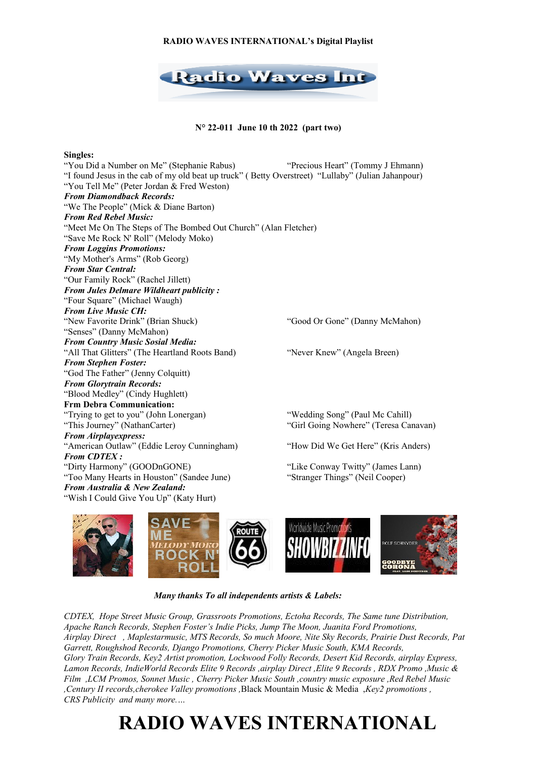**RADIO WAVES INTERNATIONAL's Digital Playlist**

**N° 22-011 June 10 th 2022 (part two)**

**Singles:**

"You Did a Number on Me" (Stephanie Rabus)
"Precious Heart" (Tommy J Ehmann)
"I found Jesus in the cab of my old beat up truck" ( Betty Overstreet)
"Lullaby" (Julian Jahanpour)
"You Tell Me" (Peter Jordan & Fred Weston)

***From Diamondback Records:***

"We The People" (Mick & Diane Barton)

***From Red Rebel Music:***

"Meet Me On The Steps of The Bombed Out Church" (Alan Fletcher)
"Save Me Rock N' Roll" (Melody Moko)

***From Loggins Promotions:***

"My Mother's Arms" (Rob Georg)

***From Star Central:***

"Our Family Rock" (Rachel Jillett)

***From Jules Delmare Wildheart publicity :***

"Four Square" (Michael Waugh)

***From Live Music CH:***

"New Favorite Drink" (Brian Shuck)
"Good Or Gone" (Danny McMahon)
"Senses" (Danny McMahon)

***From Country Music Sosial Media:***

"All That Glitters" (The Heartland Roots Band)
"Never Knew" (Angela Breen)

***From Stephen Foster:***

"God The Father" (Jenny Colquitt)

***From Glorytrain Records:***

"Blood Medley" (Cindy Hughlett)

**Frm Debra Communication:**

"Trying to get to you" (John Lonergan)
"Wedding Song" (Paul Mc Cahill)
"This Journey" (NathanCarter)
"Girl Going Nowhere" (Teresa Canavan)

***From Airplayexpress:***

"American Outlaw" (Eddie Leroy Cunningham)
"How Did We Get Here" (Kris Anders)

***From CDTEX :***

"Dirty Harmony" (GOODnGONE)
"Like Conway Twitty" (James Lann)
"Too Many Hearts in Houston" (Sandee June)
"Stranger Things" (Neil Cooper)

***From Australia & New Zealand:***

"Wish I Could Give You Up" (Katy Hurt)

***Many thanks To all independents artists & Labels:***

*CDTEX, Hope Street Music Group, Grassroots Promotions, Ectoha Records, The Same tune Distribution, Apache Ranch Records, Stephen Foster's Indie Picks, Jump The Moon, Juanita Ford Promotions, Airplay Direct , Maplestarmusic, MTS Records, So much Moore, Nite Sky Records, Prairie Dust Records, Pat Garrett, Roughshod Records, Django Promotions, Cherry Picker Music South, KMA Records, Glory Train Records, Key2 Artist promotion, Lockwood Folly Records, Desert Kid Records, airplay Express, Lamon Records, IndieWorld Records Elite 9 Records ,airplay Direct ,Elite 9 Records , RDX Promo ,Music & Film ,LCM Promos, Sonnet Music , Cherry Picker Music South ,country music exposure ,Red Rebel Music ,Century II records,cherokee Valley promotions* ,Black Mountain Music & Media *,Key2 promotions , CRS Publicity and many more….*

# RADIO WAVES INTERNATIONAL